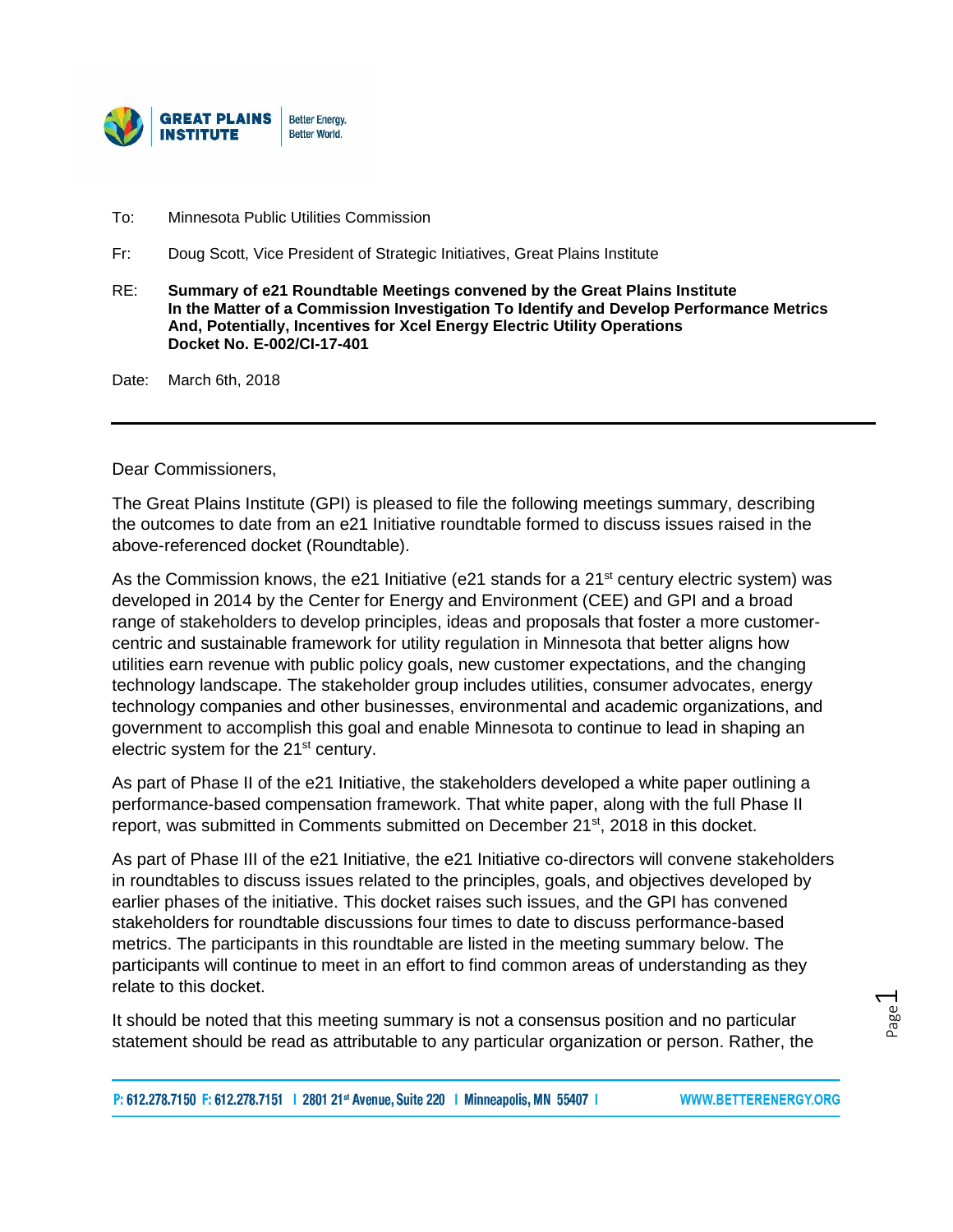To: Minnesota Public Utilities Commission

Fr: Doug Scott, Vice President of Strategic Initiatives, Great Plains Institute

RE: **Summary of e21 Roundtable Meetings convened by the Great Plains Institute In the Matter of a Commission Investigation To Identify and Develop Performance Metrics And, Potentially, Incentives for Xcel Energy Electric Utility Operations Docket No. E-002/CI-17-401**

Date: March 6th, 2018

---

Dear Commissioners,

The Great Plains Institute (GPI) is pleased to file the following meetings summary, describing the outcomes to date from an e21 Initiative roundtable formed to discuss issues raised in the above-referenced docket (Roundtable).

As the Commission knows, the e21 Initiative (e21 stands for a 21st century electric system) was developed in 2014 by the Center for Energy and Environment (CEE) and GPI and a broad range of stakeholders to develop principles, ideas and proposals that foster a more customer-centric and sustainable framework for utility regulation in Minnesota that better aligns how utilities earn revenue with public policy goals, new customer expectations, and the changing technology landscape. The stakeholder group includes utilities, consumer advocates, energy technology companies and other businesses, environmental and academic organizations, and government to accomplish this goal and enable Minnesota to continue to lead in shaping an electric system for the 21st century.

As part of Phase II of the e21 Initiative, the stakeholders developed a white paper outlining a performance-based compensation framework. That white paper, along with the full Phase II report, was submitted in Comments submitted on December 21st, 2018 in this docket.

As part of Phase III of the e21 Initiative, the e21 Initiative co-directors will convene stakeholders in roundtables to discuss issues related to the principles, goals, and objectives developed by earlier phases of the initiative. This docket raises such issues, and the GPI has convened stakeholders for roundtable discussions four times to date to discuss performance-based metrics. The participants in this roundtable are listed in the meeting summary below. The participants will continue to meet in an effort to find common areas of understanding as they relate to this docket.

It should be noted that this meeting summary is not a consensus position and no particular statement should be read as attributable to any particular organization or person. Rather, the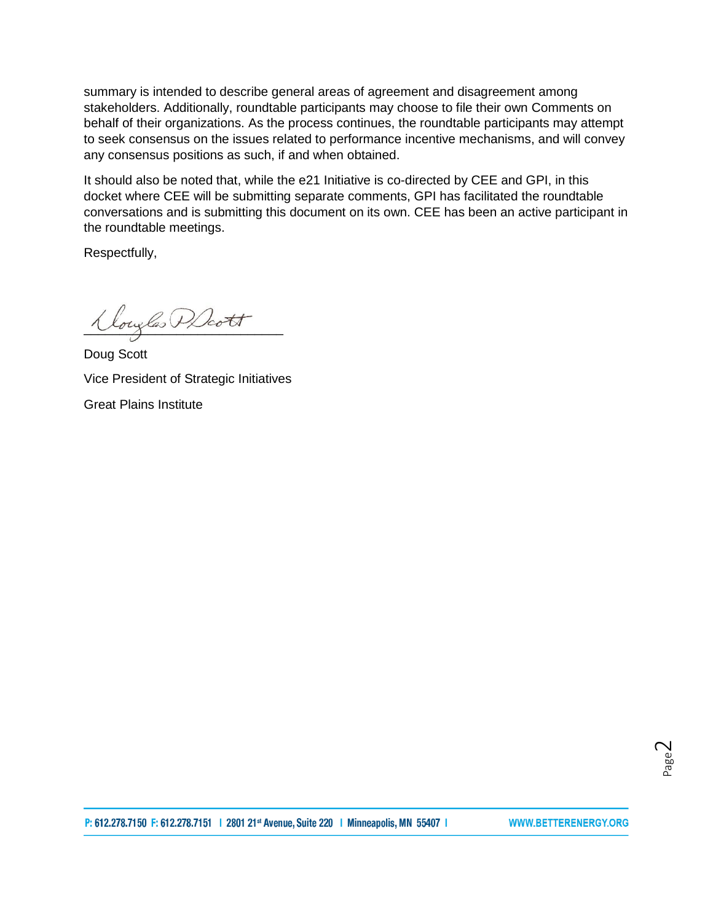summary is intended to describe general areas of agreement and disagreement among stakeholders. Additionally, roundtable participants may choose to file their own Comments on behalf of their organizations. As the process continues, the roundtable participants may attempt to seek consensus on the issues related to performance incentive mechanisms, and will convey any consensus positions as such, if and when obtained.

It should also be noted that, while the e21 Initiative is co-directed by CEE and GPI, in this docket where CEE will be submitting separate comments, GPI has facilitated the roundtable conversations and is submitting this document on its own. CEE has been an active participant in the roundtable meetings.

Respectfully,

Douglas P. Scott

Doug Scott

Vice President of Strategic Initiatives

Great Plains Institute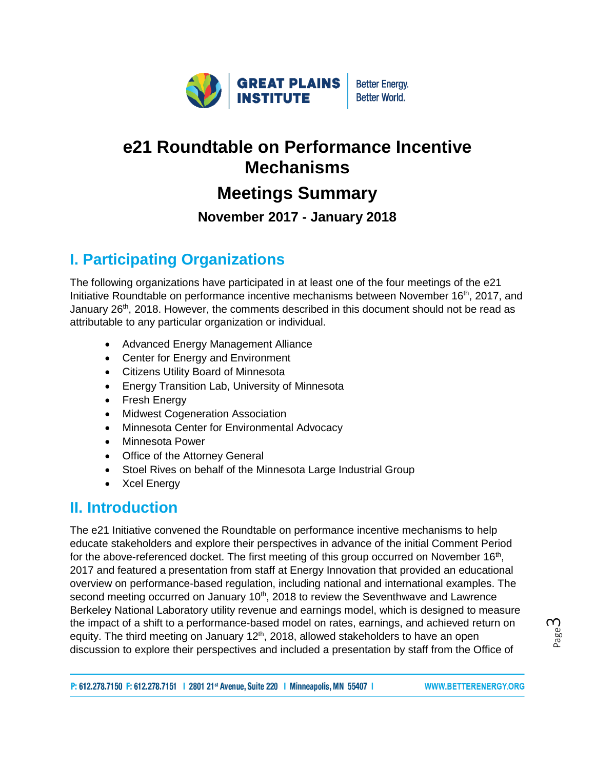# e21 Roundtable on Performance Incentive Mechanisms

## Meetings Summary

### November 2017 - January 2018

## I. Participating Organizations

The following organizations have participated in at least one of the four meetings of the e21 Initiative Roundtable on performance incentive mechanisms between November 16th, 2017, and January 26th, 2018. However, the comments described in this document should not be read as attributable to any particular organization or individual.

- Advanced Energy Management Alliance
- Center for Energy and Environment
- Citizens Utility Board of Minnesota
- Energy Transition Lab, University of Minnesota
- Fresh Energy
- Midwest Cogeneration Association
- Minnesota Center for Environmental Advocacy
- Minnesota Power
- Office of the Attorney General
- Stoel Rives on behalf of the Minnesota Large Industrial Group
- Xcel Energy

## II. Introduction

The e21 Initiative convened the Roundtable on performance incentive mechanisms to help educate stakeholders and explore their perspectives in advance of the initial Comment Period for the above-referenced docket. The first meeting of this group occurred on November 16th, 2017 and featured a presentation from staff at Energy Innovation that provided an educational overview on performance-based regulation, including national and international examples. The second meeting occurred on January 10th, 2018 to review the Seventhwave and Lawrence Berkeley National Laboratory utility revenue and earnings model, which is designed to measure the impact of a shift to a performance-based model on rates, earnings, and achieved return on equity. The third meeting on January 12th, 2018, allowed stakeholders to have an open discussion to explore their perspectives and included a presentation by staff from the Office of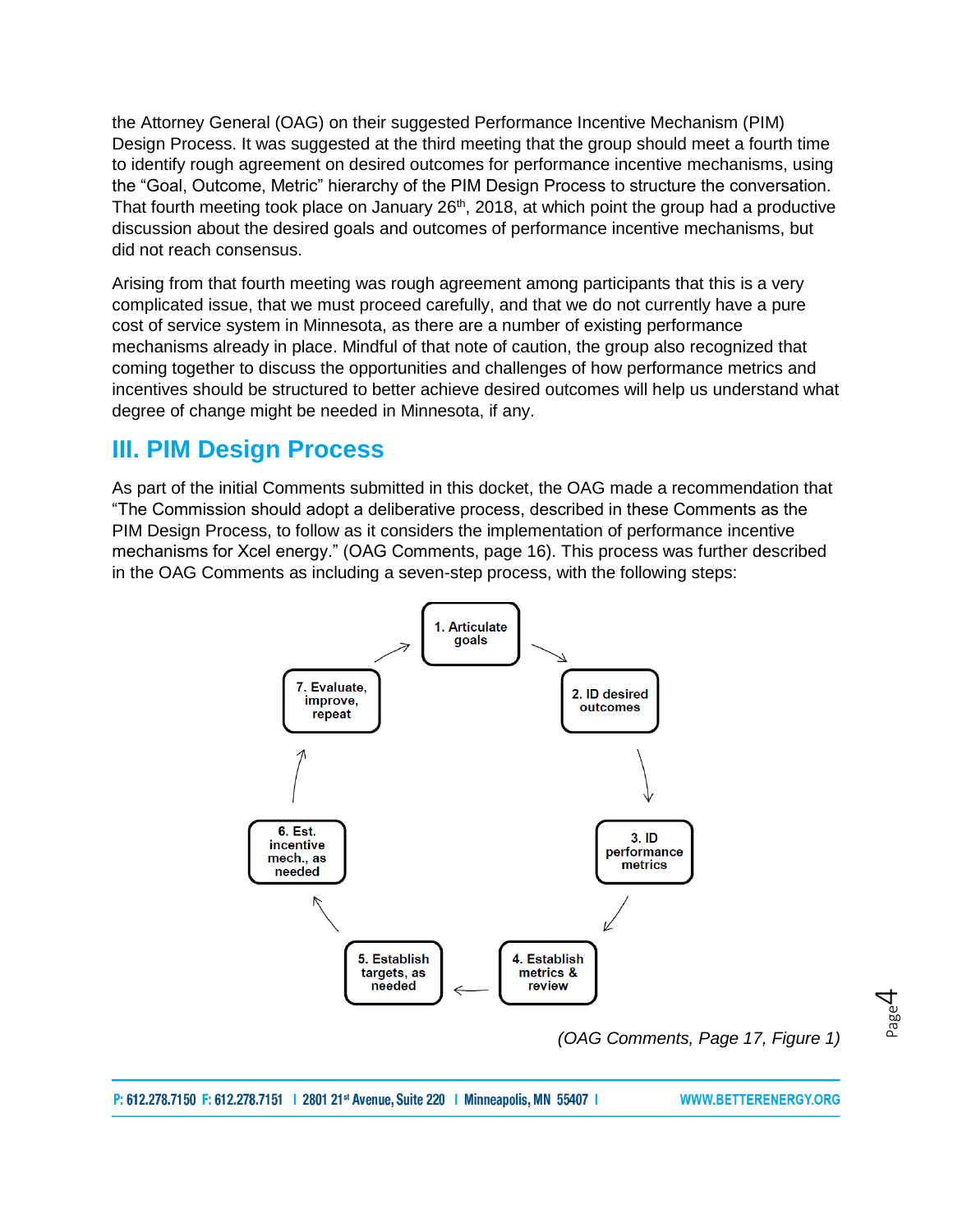the Attorney General (OAG) on their suggested Performance Incentive Mechanism (PIM) Design Process. It was suggested at the third meeting that the group should meet a fourth time to identify rough agreement on desired outcomes for performance incentive mechanisms, using the "Goal, Outcome, Metric" hierarchy of the PIM Design Process to structure the conversation. That fourth meeting took place on January 26th, 2018, at which point the group had a productive discussion about the desired goals and outcomes of performance incentive mechanisms, but did not reach consensus.

Arising from that fourth meeting was rough agreement among participants that this is a very complicated issue, that we must proceed carefully, and that we do not currently have a pure cost of service system in Minnesota, as there are a number of existing performance mechanisms already in place. Mindful of that note of caution, the group also recognized that coming together to discuss the opportunities and challenges of how performance metrics and incentives should be structured to better achieve desired outcomes will help us understand what degree of change might be needed in Minnesota, if any.

## III. PIM Design Process

As part of the initial Comments submitted in this docket, the OAG made a recommendation that "The Commission should adopt a deliberative process, described in these Comments as the PIM Design Process, to follow as it considers the implementation of performance incentive mechanisms for Xcel energy." (OAG Comments, page 16). This process was further described in the OAG Comments as including a seven-step process, with the following steps:

1. Articulate goals
2. ID desired outcomes
3. ID performance metrics
4. Establish metrics & review
5. Establish targets, as needed
6. Est. incentive mech., as needed
7. Evaluate, improve, repeat

*(OAG Comments, Page 17, Figure 1)*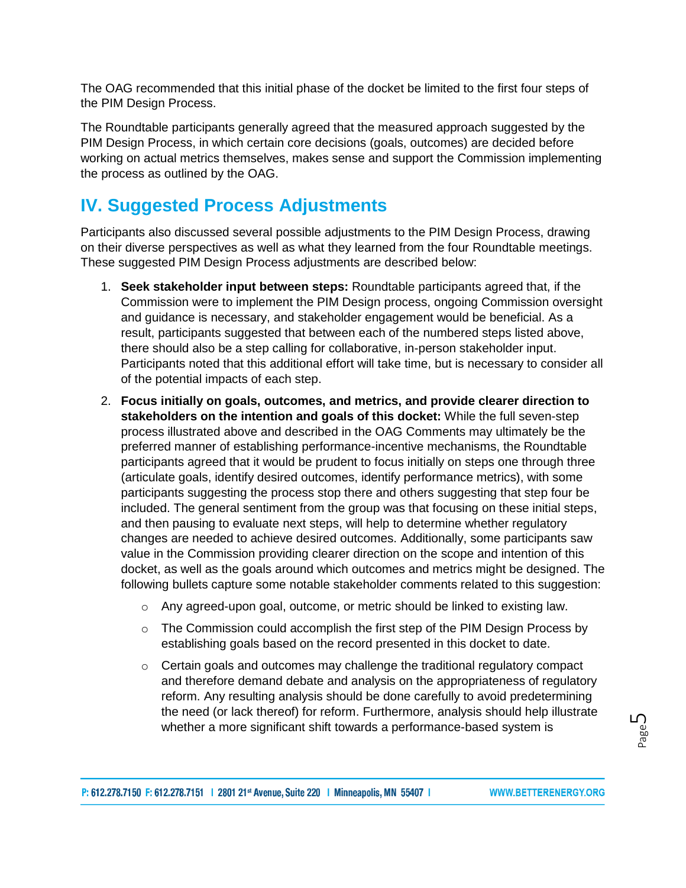The OAG recommended that this initial phase of the docket be limited to the first four steps of the PIM Design Process.

The Roundtable participants generally agreed that the measured approach suggested by the PIM Design Process, in which certain core decisions (goals, outcomes) are decided before working on actual metrics themselves, makes sense and support the Commission implementing the process as outlined by the OAG.

## IV. Suggested Process Adjustments

Participants also discussed several possible adjustments to the PIM Design Process, drawing on their diverse perspectives as well as what they learned from the four Roundtable meetings. These suggested PIM Design Process adjustments are described below:

1. **Seek stakeholder input between steps:** Roundtable participants agreed that, if the Commission were to implement the PIM Design process, ongoing Commission oversight and guidance is necessary, and stakeholder engagement would be beneficial. As a result, participants suggested that between each of the numbered steps listed above, there should also be a step calling for collaborative, in-person stakeholder input. Participants noted that this additional effort will take time, but is necessary to consider all of the potential impacts of each step.
2. **Focus initially on goals, outcomes, and metrics, and provide clearer direction to stakeholders on the intention and goals of this docket:** While the full seven-step process illustrated above and described in the OAG Comments may ultimately be the preferred manner of establishing performance-incentive mechanisms, the Roundtable participants agreed that it would be prudent to focus initially on steps one through three (articulate goals, identify desired outcomes, identify performance metrics), with some participants suggesting the process stop there and others suggesting that step four be included. The general sentiment from the group was that focusing on these initial steps, and then pausing to evaluate next steps, will help to determine whether regulatory changes are needed to achieve desired outcomes. Additionally, some participants saw value in the Commission providing clearer direction on the scope and intention of this docket, as well as the goals around which outcomes and metrics might be designed. The following bullets capture some notable stakeholder comments related to this suggestion:
    - Any agreed-upon goal, outcome, or metric should be linked to existing law.
    - The Commission could accomplish the first step of the PIM Design Process by establishing goals based on the record presented in this docket to date.
    - Certain goals and outcomes may challenge the traditional regulatory compact and therefore demand debate and analysis on the appropriateness of regulatory reform. Any resulting analysis should be done carefully to avoid predetermining the need (or lack thereof) for reform. Furthermore, analysis should help illustrate whether a more significant shift towards a performance-based system is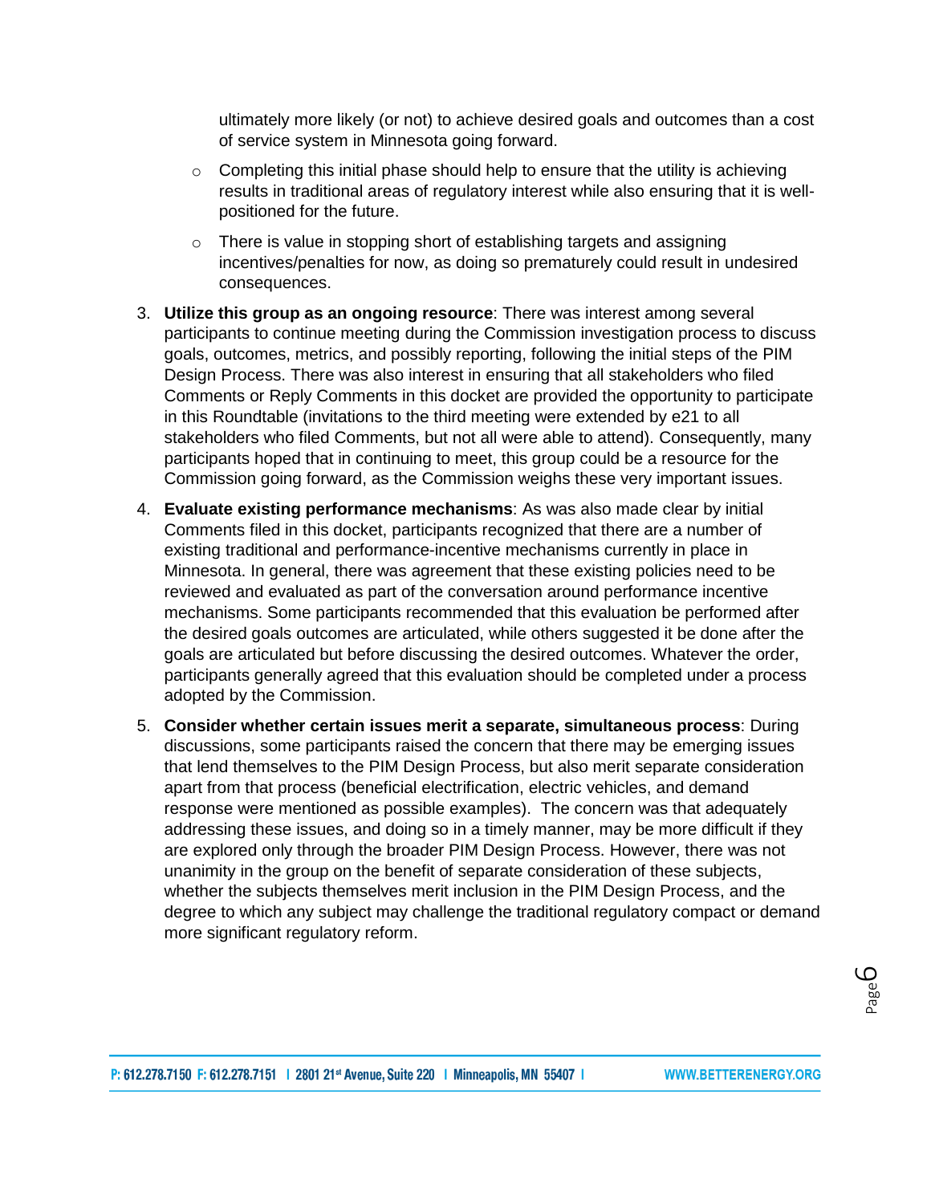ultimately more likely (or not) to achieve desired goals and outcomes than a cost of service system in Minnesota going forward.

   - Completing this initial phase should help to ensure that the utility is achieving results in traditional areas of regulatory interest while also ensuring that it is well-positioned for the future.
   - There is value in stopping short of establishing targets and assigning incentives/penalties for now, as doing so prematurely could result in undesired consequences.

3. **Utilize this group as an ongoing resource**: There was interest among several participants to continue meeting during the Commission investigation process to discuss goals, outcomes, metrics, and possibly reporting, following the initial steps of the PIM Design Process. There was also interest in ensuring that all stakeholders who filed Comments or Reply Comments in this docket are provided the opportunity to participate in this Roundtable (invitations to the third meeting were extended by e21 to all stakeholders who filed Comments, but not all were able to attend). Consequently, many participants hoped that in continuing to meet, this group could be a resource for the Commission going forward, as the Commission weighs these very important issues.

4. **Evaluate existing performance mechanisms**: As was also made clear by initial Comments filed in this docket, participants recognized that there are a number of existing traditional and performance-incentive mechanisms currently in place in Minnesota. In general, there was agreement that these existing policies need to be reviewed and evaluated as part of the conversation around performance incentive mechanisms. Some participants recommended that this evaluation be performed after the desired goals outcomes are articulated, while others suggested it be done after the goals are articulated but before discussing the desired outcomes. Whatever the order, participants generally agreed that this evaluation should be completed under a process adopted by the Commission.

5. **Consider whether certain issues merit a separate, simultaneous process**: During discussions, some participants raised the concern that there may be emerging issues that lend themselves to the PIM Design Process, but also merit separate consideration apart from that process (beneficial electrification, electric vehicles, and demand response were mentioned as possible examples). The concern was that adequately addressing these issues, and doing so in a timely manner, may be more difficult if they are explored only through the broader PIM Design Process. However, there was not unanimity in the group on the benefit of separate consideration of these subjects, whether the subjects themselves merit inclusion in the PIM Design Process, and the degree to which any subject may challenge the traditional regulatory compact or demand more significant regulatory reform.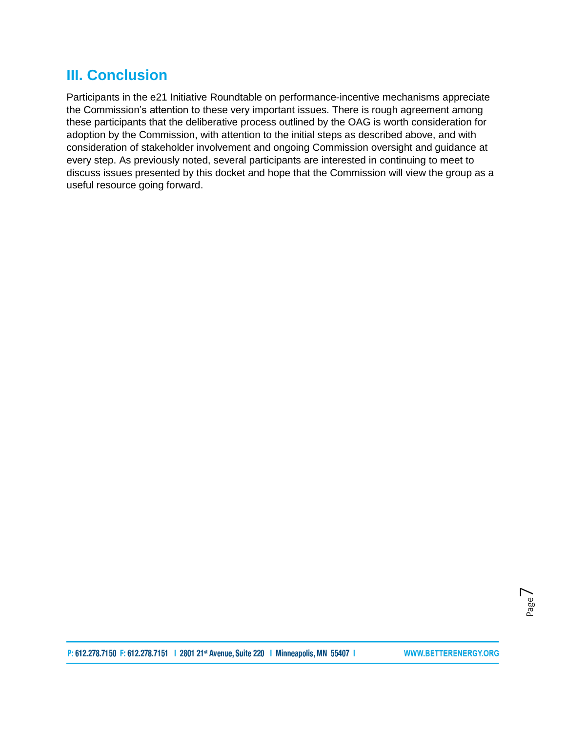## III. Conclusion

Participants in the e21 Initiative Roundtable on performance-incentive mechanisms appreciate the Commission's attention to these very important issues. There is rough agreement among these participants that the deliberative process outlined by the OAG is worth consideration for adoption by the Commission, with attention to the initial steps as described above, and with consideration of stakeholder involvement and ongoing Commission oversight and guidance at every step. As previously noted, several participants are interested in continuing to meet to discuss issues presented by this docket and hope that the Commission will view the group as a useful resource going forward.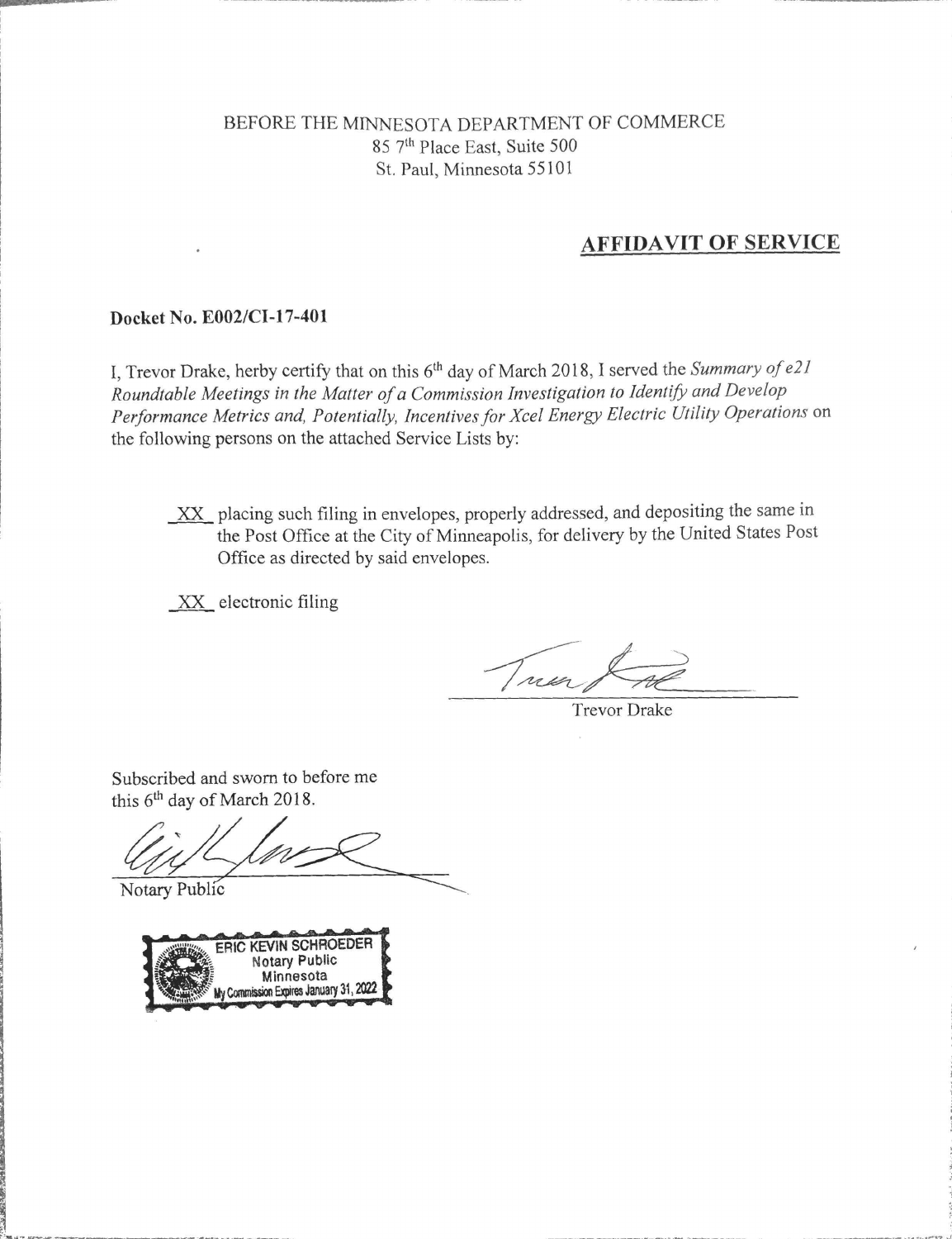BEFORE THE MINNESOTA DEPARTMENT OF COMMERCE
85 7th Place East, Suite 500
St. Paul, Minnesota 55101

## AFFIDAVIT OF SERVICE

**Docket No. E002/CI-17-401**

I, Trevor Drake, herby certify that on this 6th day of March 2018, I served the *Summary of e21 Roundtable Meetings in the Matter of a Commission Investigation to Identify and Develop Performance Metrics and, Potentially, Incentives for Xcel Energy Electric Utility Operations* on the following persons on the attached Service Lists by:

_XX_ placing such filing in envelopes, properly addressed, and depositing the same in the Post Office at the City of Minneapolis, for delivery by the United States Post Office as directed by said envelopes.

_XX_ electronic filing

Trevor Drake

Subscribed and sworn to before me
this 6th day of March 2018.

Notary Public

ERIC KEVIN SCHROEDER
Notary Public
Minnesota
My Commission Expires January 31, 2022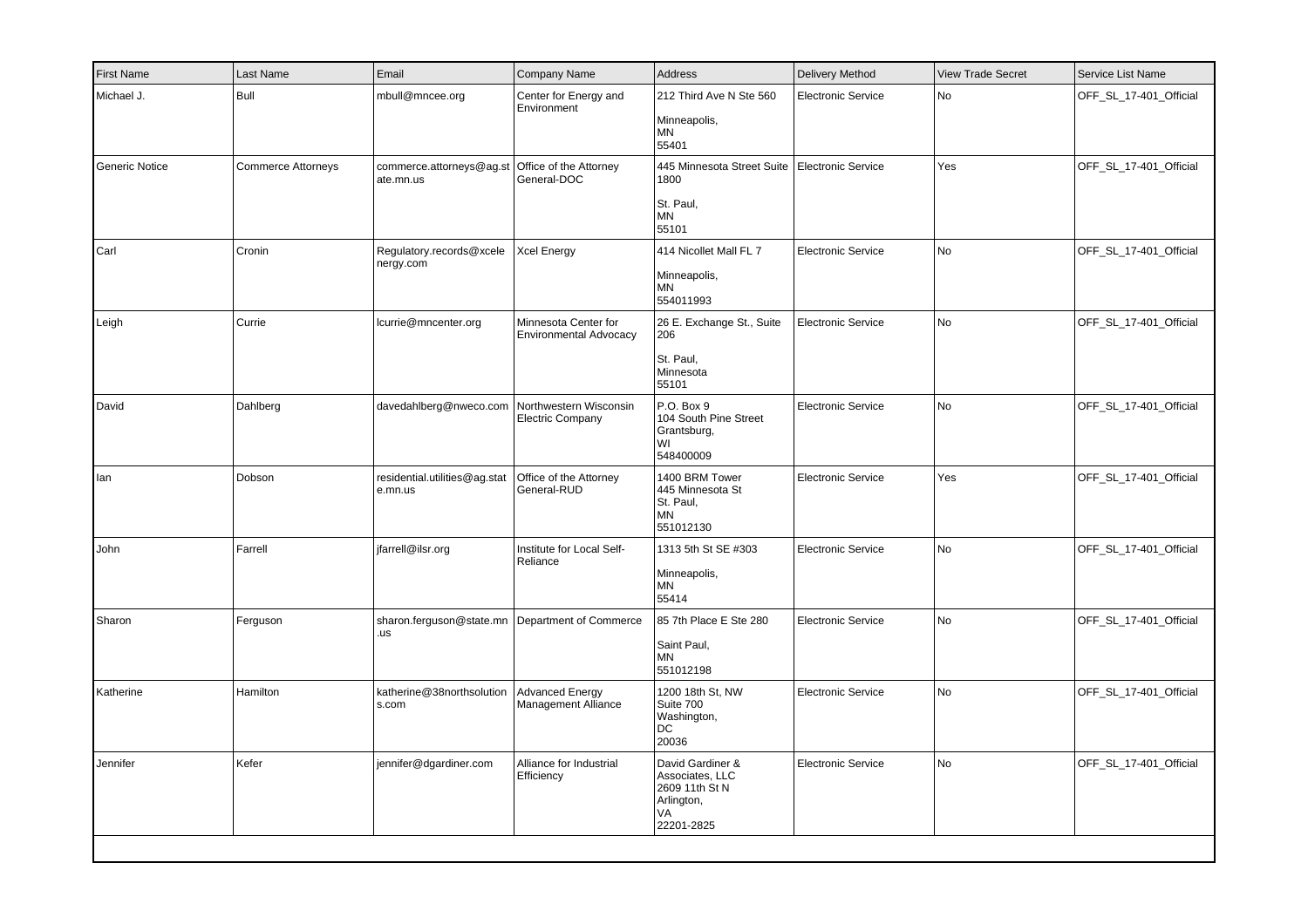| First Name | Last Name | Email | Company Name | Address | Delivery Method | View Trade Secret | Service List Name |
|---|---|---|---|---|---|---|---|
| Michael J. | Bull | mbull@mncee.org | Center for Energy and Environment | 212 Third Ave N Ste 560<br><br>Minneapolis,<br>MN<br>55401 | Electronic Service | No | OFF_SL_17-401_Official |
| Generic Notice | Commerce Attorneys | commerce.attorneys@ag.state.mn.us | Office of the Attorney General-DOC | 445 Minnesota Street Suite 1800<br><br>St. Paul,<br>MN<br>55101 | Electronic Service | Yes | OFF_SL_17-401_Official |
| Carl | Cronin | Regulatory.records@xcelenergy.com | Xcel Energy | 414 Nicollet Mall FL 7<br><br>Minneapolis,<br>MN<br>554011993 | Electronic Service | No | OFF_SL_17-401_Official |
| Leigh | Currie | lcurrie@mncenter.org | Minnesota Center for Environmental Advocacy | 26 E. Exchange St., Suite 206<br><br>St. Paul,<br>Minnesota<br>55101 | Electronic Service | No | OFF_SL_17-401_Official |
| David | Dahlberg | davedahlberg@nweco.com | Northwestern Wisconsin Electric Company | P.O. Box 9<br>104 South Pine Street<br>Grantsburg,<br>WI<br>548400009 | Electronic Service | No | OFF_SL_17-401_Official |
| Ian | Dobson | residential.utilities@ag.state.mn.us | Office of the Attorney General-RUD | 1400 BRM Tower<br>445 Minnesota St<br>St. Paul,<br>MN<br>551012130 | Electronic Service | Yes | OFF_SL_17-401_Official |
| John | Farrell | jfarrell@ilsr.org | Institute for Local Self-Reliance | 1313 5th St SE #303<br><br>Minneapolis,<br>MN<br>55414 | Electronic Service | No | OFF_SL_17-401_Official |
| Sharon | Ferguson | sharon.ferguson@state.mn.us | Department of Commerce | 85 7th Place E Ste 280<br><br>Saint Paul,<br>MN<br>551012198 | Electronic Service | No | OFF_SL_17-401_Official |
| Katherine | Hamilton | katherine@38northsolutions.com | Advanced Energy Management Alliance | 1200 18th St, NW<br>Suite 700<br>Washington,<br>DC<br>20036 | Electronic Service | No | OFF_SL_17-401_Official |
| Jennifer | Kefer | jennifer@dgardiner.com | Alliance for Industrial Efficiency | David Gardiner & Associates, LLC<br>2609 11th St N<br>Arlington,<br>VA<br>22201-2825 | Electronic Service | No | OFF_SL_17-401_Official |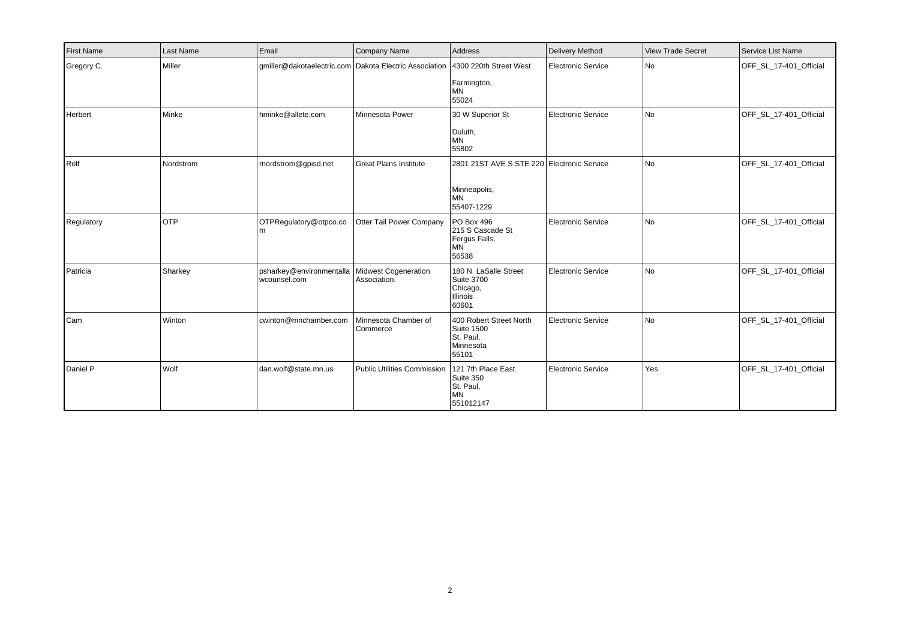| First Name | Last Name | Email | Company Name | Address | Delivery Method | View Trade Secret | Service List Name |
|---|---|---|---|---|---|---|---|
| Gregory C. | Miller | gmiller@dakotaelectric.com | Dakota Electric Association | 4300 220th Street West<br><br>Farmington,<br>MN<br>55024 | Electronic Service | No | OFF_SL_17-401_Official |
| Herbert | Minke | hminke@allete.com | Minnesota Power | 30 W Superior St<br><br>Duluth,<br>MN<br>55802 | Electronic Service | No | OFF_SL_17-401_Official |
| Rolf | Nordstrom | rnordstrom@gpisd.net | Great Plains Institute | 2801 21ST AVE S STE 220<br><br>Minneapolis,<br>MN<br>55407-1229 | Electronic Service | No | OFF_SL_17-401_Official |
| Regulatory | OTP | OTPRegulatory@otpco.com | Otter Tail Power Company | PO Box 496<br>215 S Cascade St<br>Fergus Falls,<br>MN<br>56538 | Electronic Service | No | OFF_SL_17-401_Official |
| Patricia | Sharkey | psharkey@environmentallawcounsel.com | Midwest Cogeneration Association. | 180 N. LaSalle Street<br>Suite 3700<br>Chicago,<br>Illinois<br>60601 | Electronic Service | No | OFF_SL_17-401_Official |
| Cam | Winton | cwinton@mnchamber.com | Minnesota Chamber of Commerce | 400 Robert Street North<br>Suite 1500<br>St. Paul,<br>Minnesota<br>55101 | Electronic Service | No | OFF_SL_17-401_Official |
| Daniel P | Wolf | dan.wolf@state.mn.us | Public Utilities Commission | 121 7th Place East<br>Suite 350<br>St. Paul,<br>MN<br>551012147 | Electronic Service | Yes | OFF_SL_17-401_Official |